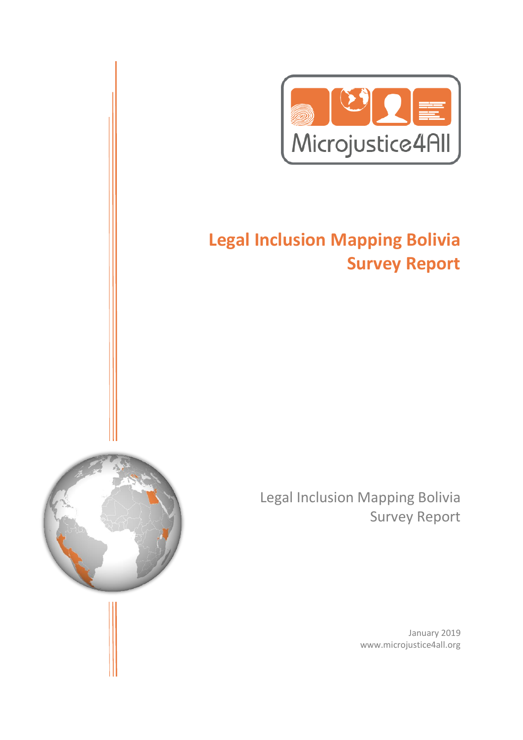Microjustice4All

# Legal Inclusion Mapping Bolivia Survey Report

Legal Inclusion Mapping Bolivia
Survey Report

January 2019
www.microjustice4all.org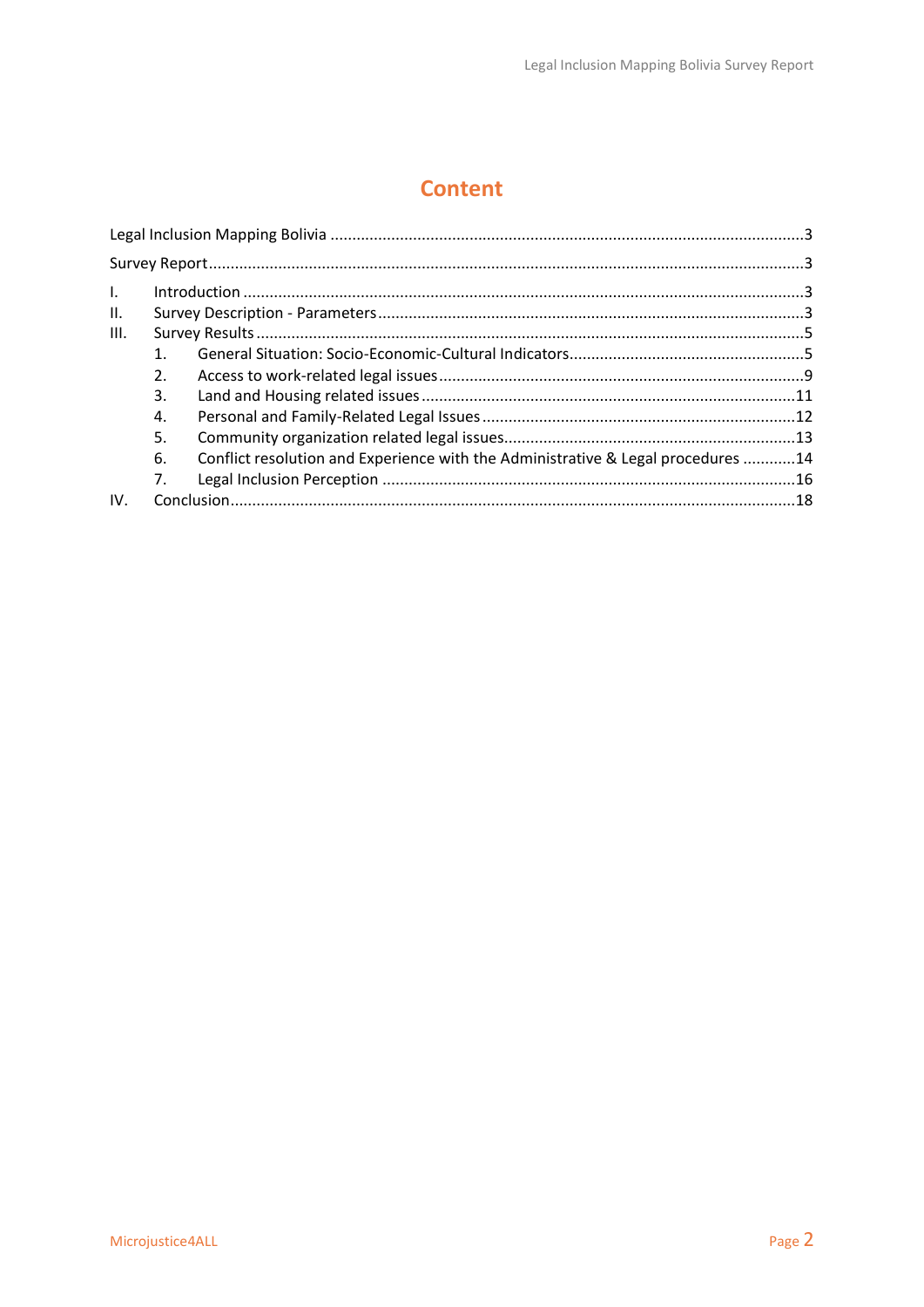# Content

Legal Inclusion Mapping Bolivia ............................................................................................................3

Survey Report ..........................................................................................................................................3

I. Introduction ..........................................................................................................................................3

II. Survey Description - Parameters .........................................................................................................3

III. Survey Results .....................................................................................................................................5

1. General Situation: Socio-Economic-Cultural Indicators .....................................................................5
2. Access to work-related legal issues ...................................................................................................9
3. Land and Housing related issues .....................................................................................................11
4. Personal and Family-Related Legal Issues .......................................................................................12
5. Community organization related legal issues ..................................................................................13
6. Conflict resolution and Experience with the Administrative & Legal procedures ............14
7. Legal Inclusion Perception ..............................................................................................................16

IV. Conclusion .........................................................................................................................................18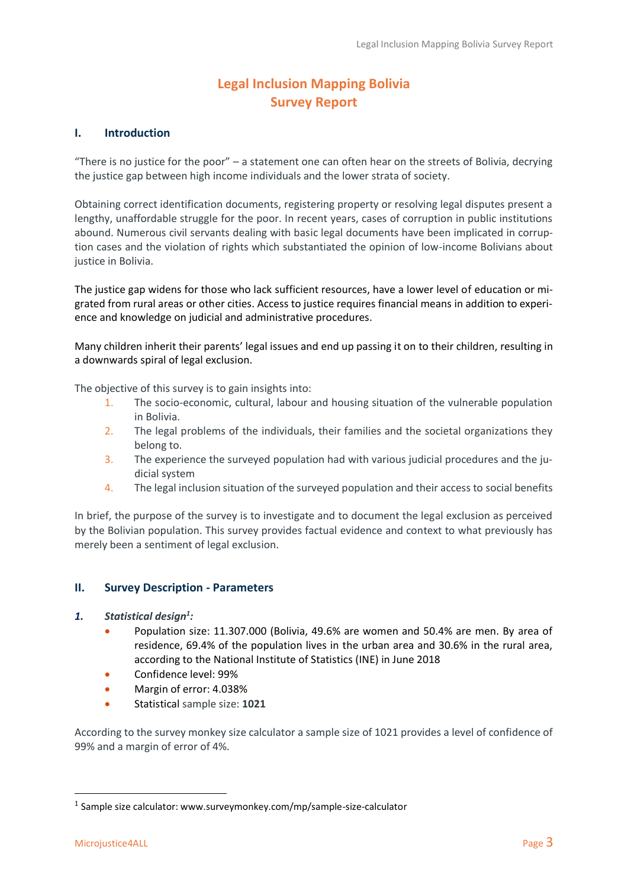# Legal Inclusion Mapping Bolivia
# Survey Report

## I. Introduction

"There is no justice for the poor" – a statement one can often hear on the streets of Bolivia, decrying the justice gap between high income individuals and the lower strata of society.

Obtaining correct identification documents, registering property or resolving legal disputes present a lengthy, unaffordable struggle for the poor. In recent years, cases of corruption in public institutions abound. Numerous civil servants dealing with basic legal documents have been implicated in corruption cases and the violation of rights which substantiated the opinion of low-income Bolivians about justice in Bolivia.

The justice gap widens for those who lack sufficient resources, have a lower level of education or migrated from rural areas or other cities. Access to justice requires financial means in addition to experience and knowledge on judicial and administrative procedures.

Many children inherit their parents' legal issues and end up passing it on to their children, resulting in a downwards spiral of legal exclusion.

The objective of this survey is to gain insights into:

1. The socio-economic, cultural, labour and housing situation of the vulnerable population in Bolivia.
2. The legal problems of the individuals, their families and the societal organizations they belong to.
3. The experience the surveyed population had with various judicial procedures and the judicial system
4. The legal inclusion situation of the surveyed population and their access to social benefits

In brief, the purpose of the survey is to investigate and to document the legal exclusion as perceived by the Bolivian population. This survey provides factual evidence and context to what previously has merely been a sentiment of legal exclusion.

## II. Survey Description - Parameters

### 1. *Statistical design[1]:*

- Population size: 11.307.000 (Bolivia, 49.6% are women and 50.4% are men. By area of residence, 69.4% of the population lives in the urban area and 30.6% in the rural area, according to the National Institute of Statistics (INE) in June 2018
- Confidence level: 99%
- Margin of error: 4.038%
- Statistical sample size: **1021**

According to the survey monkey size calculator a sample size of 1021 provides a level of confidence of 99% and a margin of error of 4%.

[1] Sample size calculator: www.surveymonkey.com/mp/sample-size-calculator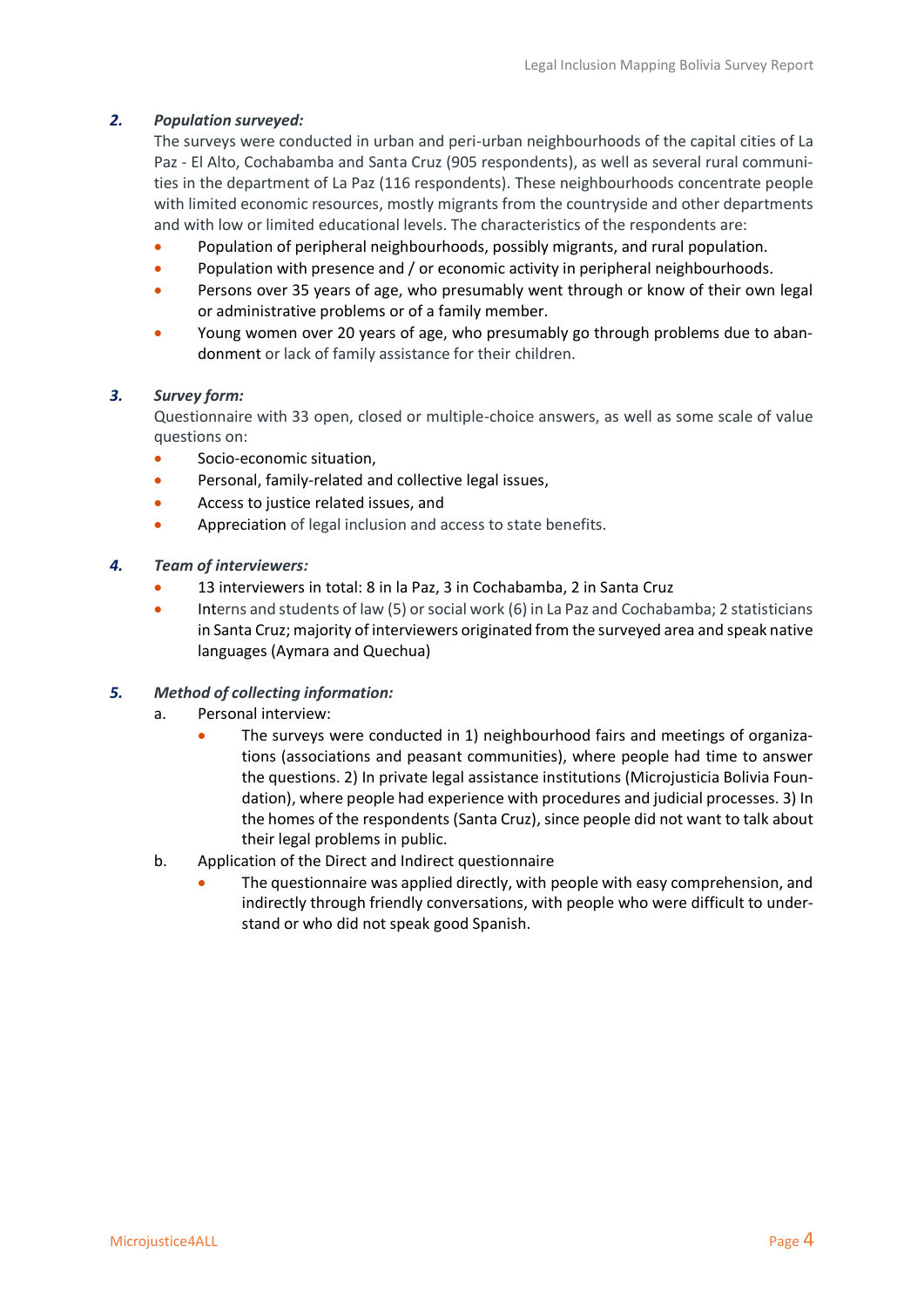**2. *Population surveyed:***

The surveys were conducted in urban and peri-urban neighbourhoods of the capital cities of La Paz - El Alto, Cochabamba and Santa Cruz (905 respondents), as well as several rural communities in the department of La Paz (116 respondents). These neighbourhoods concentrate people with limited economic resources, mostly migrants from the countryside and other departments and with low or limited educational levels. The characteristics of the respondents are:

- Population of peripheral neighbourhoods, possibly migrants, and rural population.
- Population with presence and / or economic activity in peripheral neighbourhoods.
- Persons over 35 years of age, who presumably went through or know of their own legal or administrative problems or of a family member.
- Young women over 20 years of age, who presumably go through problems due to abandonment or lack of family assistance for their children.

**3. *Survey form:***

Questionnaire with 33 open, closed or multiple-choice answers, as well as some scale of value questions on:

- Socio-economic situation,
- Personal, family-related and collective legal issues,
- Access to justice related issues, and
- Appreciation of legal inclusion and access to state benefits.

**4. *Team of interviewers:***

- 13 interviewers in total: 8 in la Paz, 3 in Cochabamba, 2 in Santa Cruz
- Interns and students of law (5) or social work (6) in La Paz and Cochabamba; 2 statisticians in Santa Cruz; majority of interviewers originated from the surveyed area and speak native languages (Aymara and Quechua)

**5. *Method of collecting information:***

a. Personal interview:
   - The surveys were conducted in 1) neighbourhood fairs and meetings of organizations (associations and peasant communities), where people had time to answer the questions. 2) In private legal assistance institutions (Microjusticia Bolivia Foundation), where people had experience with procedures and judicial processes. 3) In the homes of the respondents (Santa Cruz), since people did not want to talk about their legal problems in public.

b. Application of the Direct and Indirect questionnaire
   - The questionnaire was applied directly, with people with easy comprehension, and indirectly through friendly conversations, with people who were difficult to understand or who did not speak good Spanish.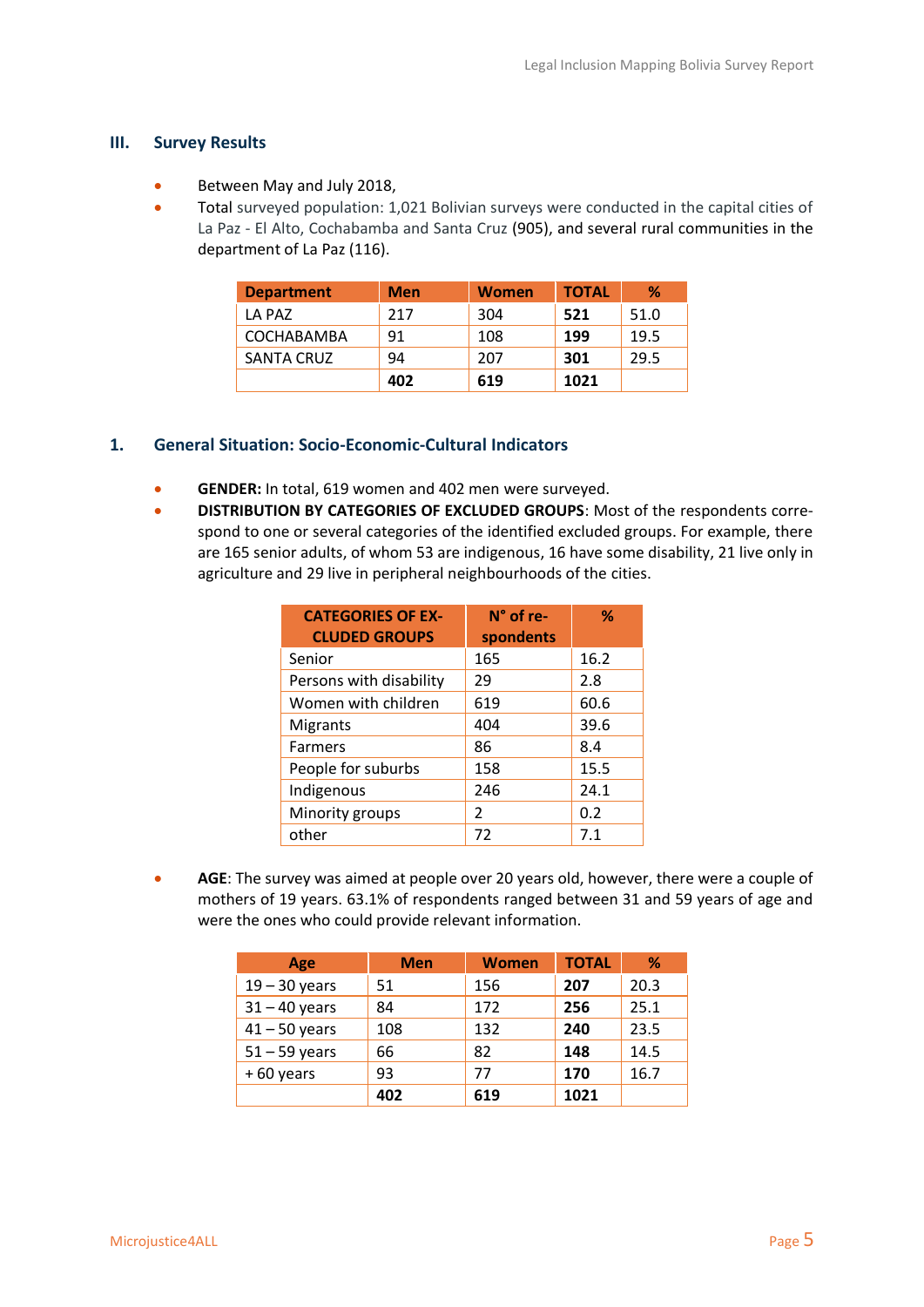## III. Survey Results

- Between May and July 2018,
- Total surveyed population: 1,021 Bolivian surveys were conducted in the capital cities of La Paz - El Alto, Cochabamba and Santa Cruz (905), and several rural communities in the department of La Paz (116).

| Department | Men | Women | TOTAL | % |
|---|---|---|---|---|
| LA PAZ | 217 | 304 | **521** | 51.0 |
| COCHABAMBA | 91 | 108 | **199** | 19.5 |
| SANTA CRUZ | 94 | 207 | **301** | 29.5 |
| | **402** | **619** | **1021** | |

### 1. General Situation: Socio-Economic-Cultural Indicators

- **GENDER:** In total, 619 women and 402 men were surveyed.
- **DISTRIBUTION BY CATEGORIES OF EXCLUDED GROUPS**: Most of the respondents correspond to one or several categories of the identified excluded groups. For example, there are 165 senior adults, of whom 53 are indigenous, 16 have some disability, 21 live only in agriculture and 29 live in peripheral neighbourhoods of the cities.

| CATEGORIES OF EXCLUDED GROUPS | N° of respondents | % |
|---|---|---|
| Senior | 165 | 16.2 |
| Persons with disability | 29 | 2.8 |
| Women with children | 619 | 60.6 |
| Migrants | 404 | 39.6 |
| Farmers | 86 | 8.4 |
| People for suburbs | 158 | 15.5 |
| Indigenous | 246 | 24.1 |
| Minority groups | 2 | 0.2 |
| other | 72 | 7.1 |

- **AGE**: The survey was aimed at people over 20 years old, however, there were a couple of mothers of 19 years. 63.1% of respondents ranged between 31 and 59 years of age and were the ones who could provide relevant information.

| Age | Men | Women | TOTAL | % |
|---|---|---|---|---|
| 19 – 30 years | 51 | 156 | **207** | 20.3 |
| 31 – 40 years | 84 | 172 | **256** | 25.1 |
| 41 – 50 years | 108 | 132 | **240** | 23.5 |
| 51 – 59 years | 66 | 82 | **148** | 14.5 |
| + 60 years | 93 | 77 | **170** | 16.7 |
| | **402** | **619** | **1021** | |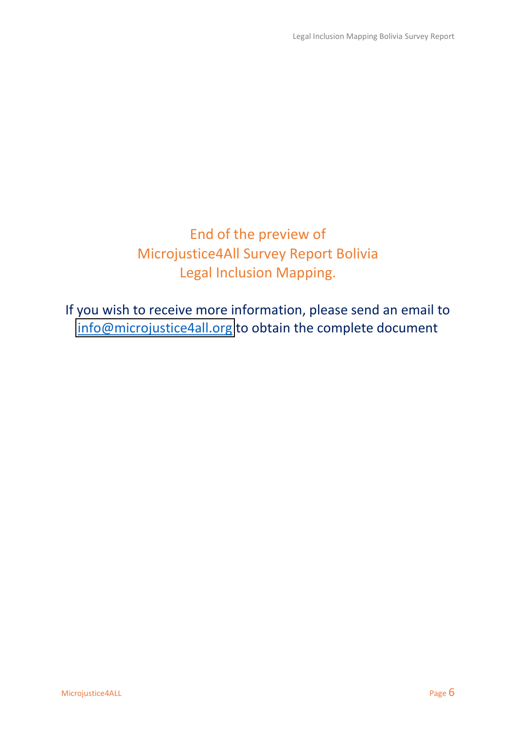End of the preview of
Microjustice4All Survey Report Bolivia
Legal Inclusion Mapping.

If you wish to receive more information, please send an email to info@microjustice4all.org to obtain the complete document